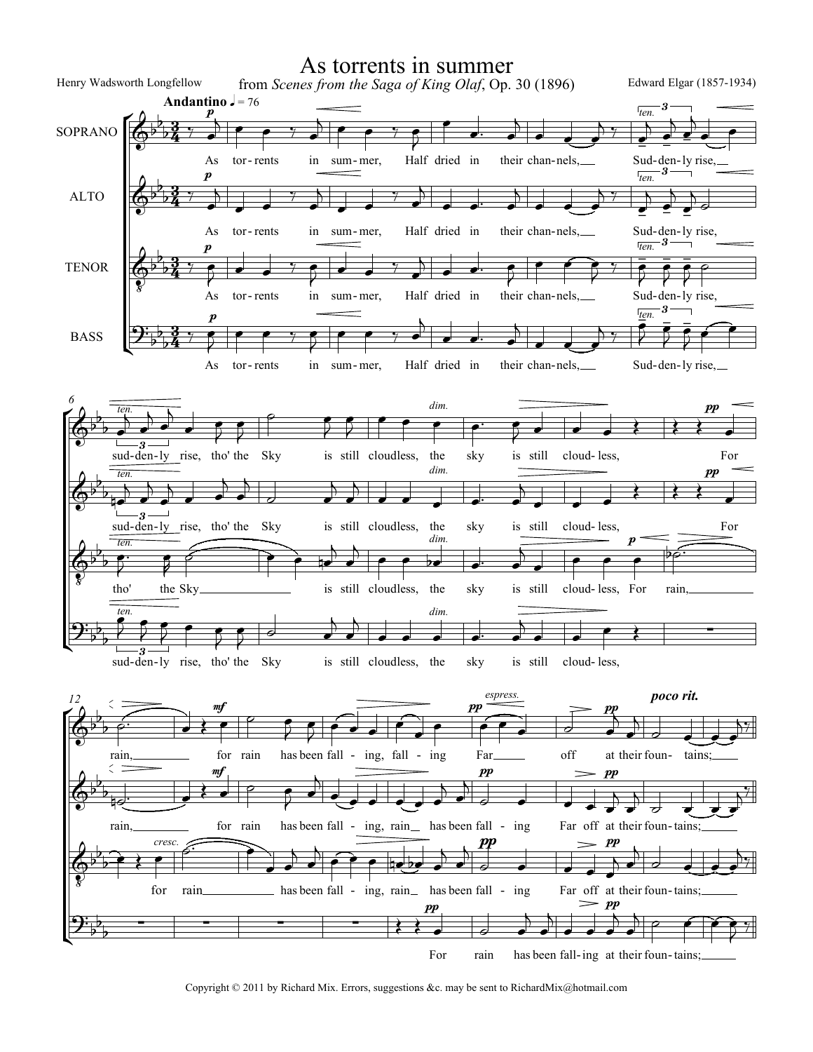# As torrents in summer

from *Scenes from the Saga of King Olaf*, Op. 30 (1896)

Henry Wadsworth Longfellow

Edward Elgar (1857-1934)

Copyright © 2011 by Richard Mix. Errors, suggestions &c. may be sent to RichardMix@hotmail.com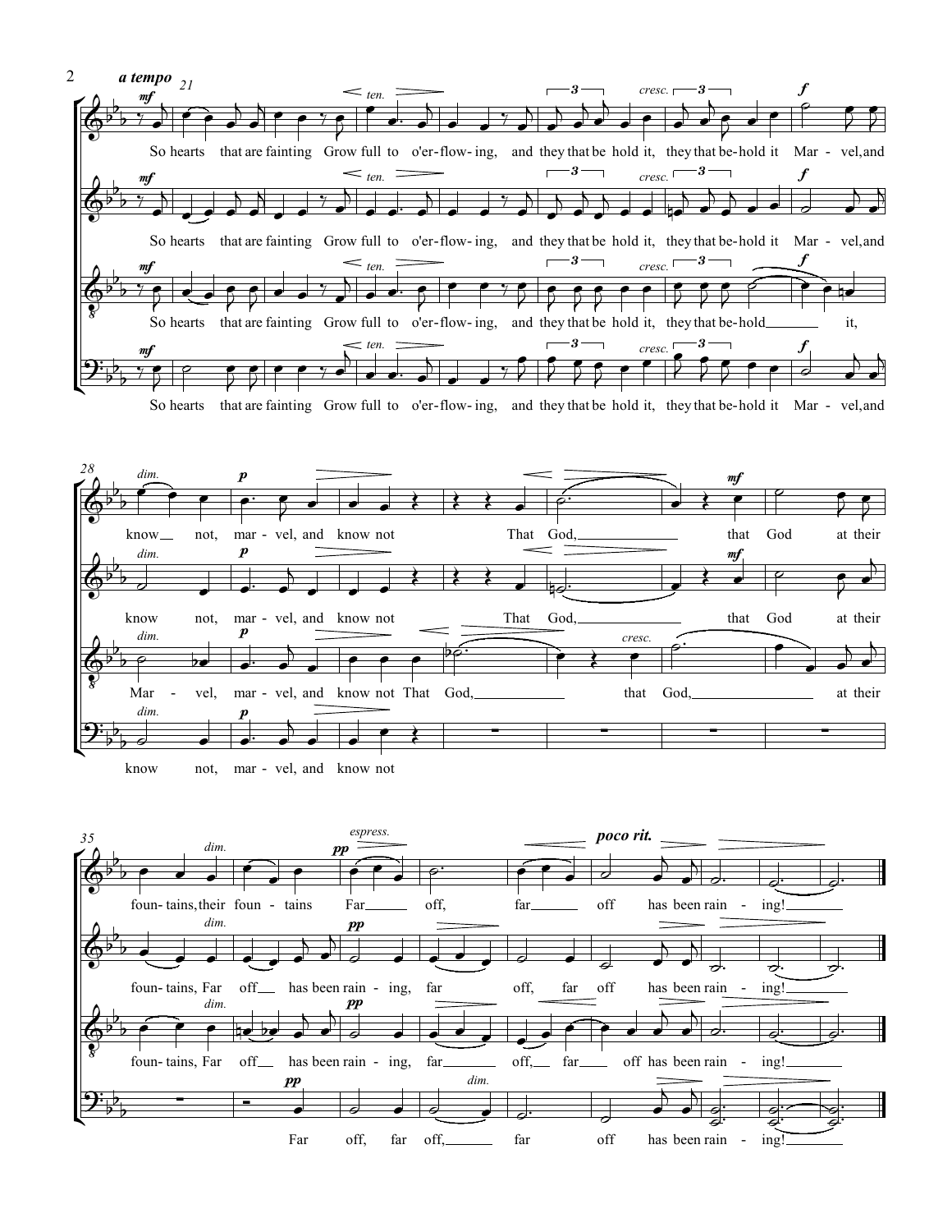*a tempo*

So hearts that are fainting Grow full to o'er-flow-ing, and they that be hold it, they that be-hold it Mar - vel, and

So hearts that are fainting Grow full to o'er-flow-ing, and they that be hold it, they that be-hold it Mar - vel, and

So hearts that are fainting Grow full to o'er-flow-ing, and they that be hold it, they that be-hold it,

So hearts that are fainting Grow full to o'er-flow-ing, and they that be hold it, they that be-hold it Mar - vel, and

know not, mar - vel, and know not That God, that God at their

know not, mar - vel, and know not That God, that God at their

Mar - vel, mar - vel, and know not That God, that God, at their

know not, mar - vel, and know not

foun - tains, their foun - tains Far off, far off has been rain - ing!

foun - tains, Far off has been rain - ing, far off, far off has been rain - ing!

foun - tains, Far off has been rain - ing, far off, far off has been rain - ing!

Far off, far off, far off has been rain - ing!

*poco rit.*